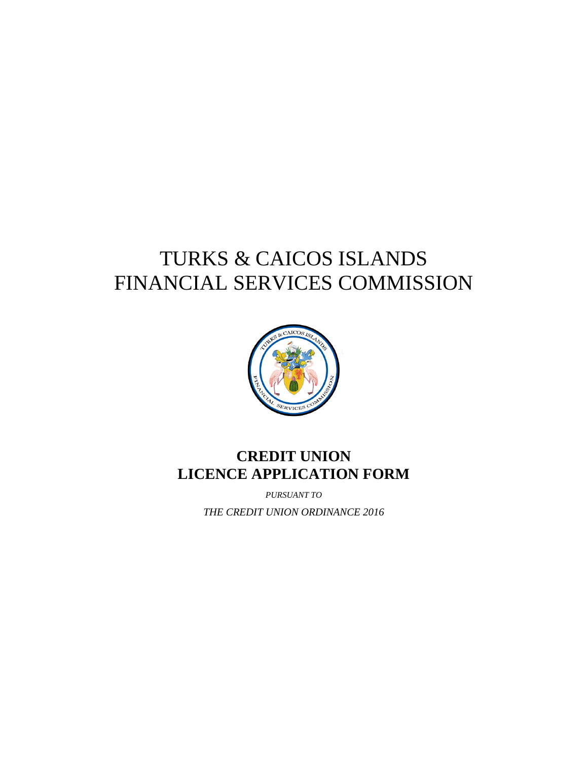# TURKS & CAICOS ISLANDS
# FINANCIAL SERVICES COMMISSION

## CREDIT UNION
## LICENCE APPLICATION FORM

*PURSUANT TO*

*THE CREDIT UNION ORDINANCE 2016*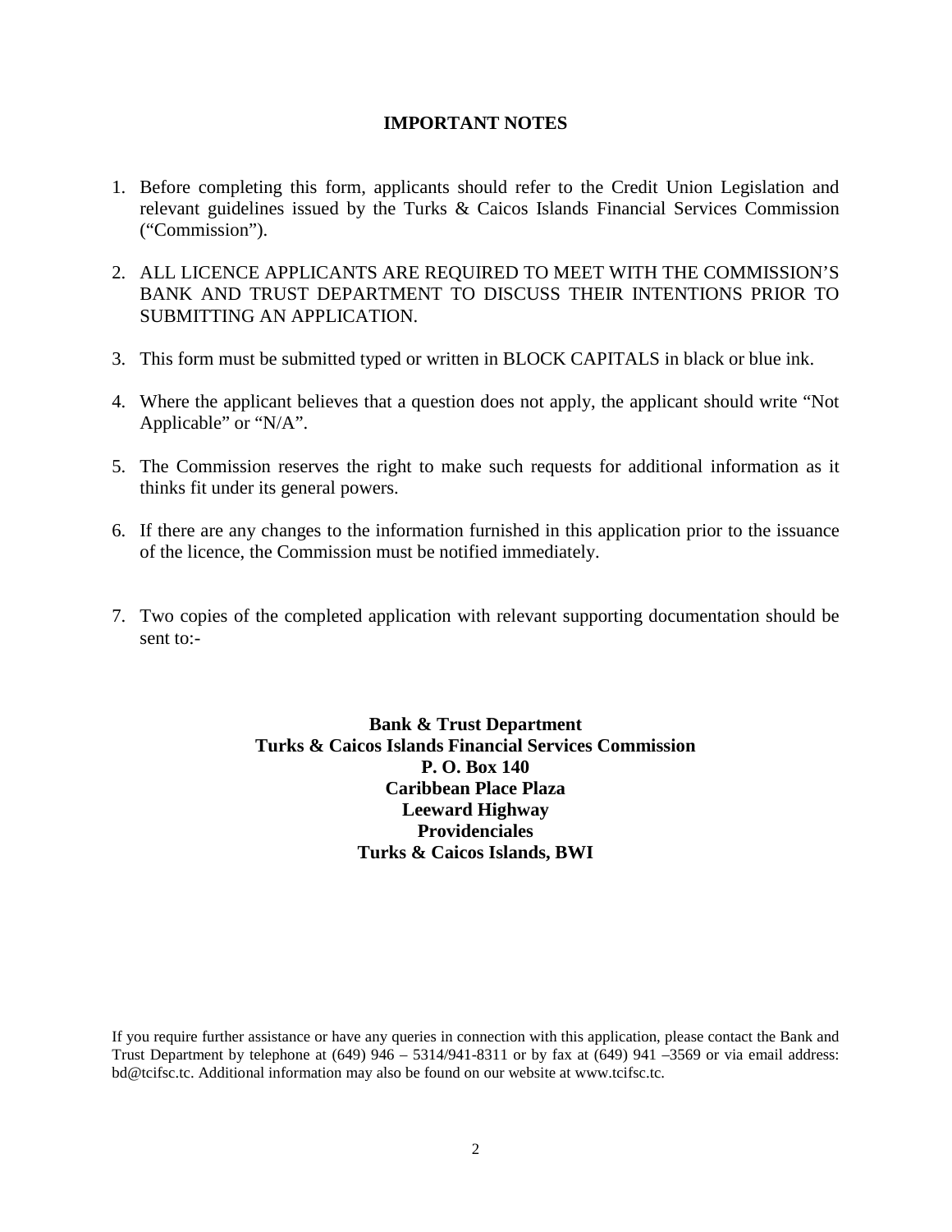## IMPORTANT NOTES

1. Before completing this form, applicants should refer to the Credit Union Legislation and relevant guidelines issued by the Turks & Caicos Islands Financial Services Commission ("Commission").
2. ALL LICENCE APPLICANTS ARE REQUIRED TO MEET WITH THE COMMISSION'S BANK AND TRUST DEPARTMENT TO DISCUSS THEIR INTENTIONS PRIOR TO SUBMITTING AN APPLICATION.
3. This form must be submitted typed or written in BLOCK CAPITALS in black or blue ink.
4. Where the applicant believes that a question does not apply, the applicant should write "Not Applicable" or "N/A".
5. The Commission reserves the right to make such requests for additional information as it thinks fit under its general powers.
6. If there are any changes to the information furnished in this application prior to the issuance of the licence, the Commission must be notified immediately.
7. Two copies of the completed application with relevant supporting documentation should be sent to:-

**Bank & Trust Department**
**Turks & Caicos Islands Financial Services Commission**
**P. O. Box 140**
**Caribbean Place Plaza**
**Leeward Highway**
**Providenciales**
**Turks & Caicos Islands, BWI**

If you require further assistance or have any queries in connection with this application, please contact the Bank and Trust Department by telephone at (649) 946 – 5314/941-8311 or by fax at (649) 941 –3569 or via email address: bd@tcifsc.tc. Additional information may also be found on our website at www.tcifsc.tc.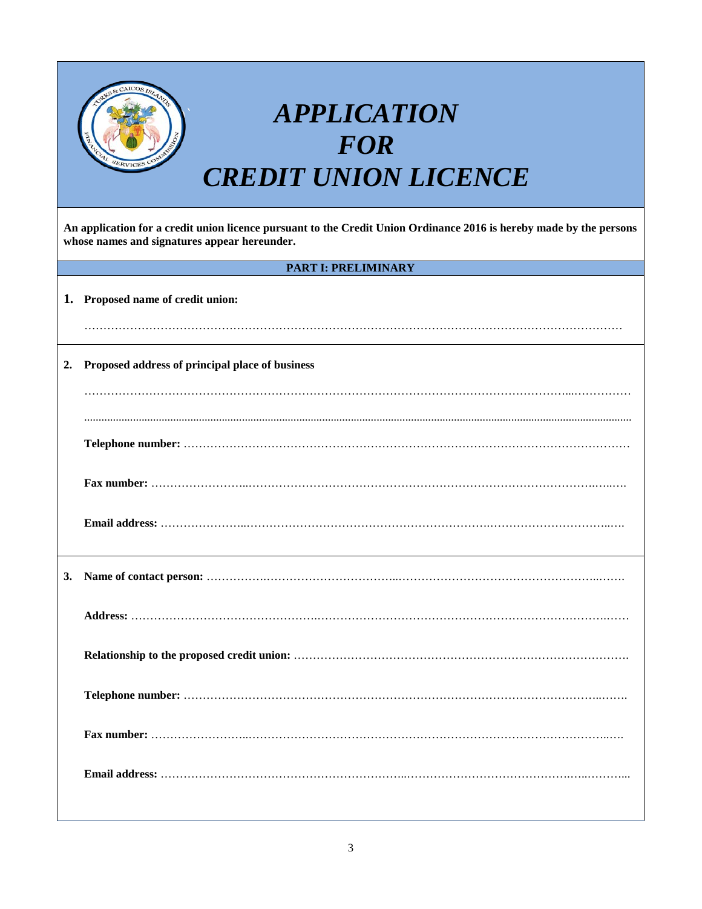# *APPLICATION FOR CREDIT UNION LICENCE*

**An application for a credit union licence pursuant to the Credit Union Ordinance 2016 is hereby made by the persons whose names and signatures appear hereunder.**

## PART I: PRELIMINARY

**1. Proposed name of credit union:**

…………………………………………………………………………………………………………………………

**2. Proposed address of principal place of business**

…………………………………………………………………………………………………………………………

…………………………………………………………………………………………………………………………

**Telephone number:** ………………………………………………………………………………………………

**Fax number:** ……………………………………………………………………………………………………

**Email address:** …………………………………………………………………………………………………

**3. Name of contact person:** ……………………………………………………………………………………

**Address:** …………………………………………………………………………………………………………

**Relationship to the proposed credit union:** ……………………………………………………………………

**Telephone number:** ………………………………………………………………………………………………

**Fax number:** ……………………………………………………………………………………………………

**Email address:** …………………………………………………………………………………………………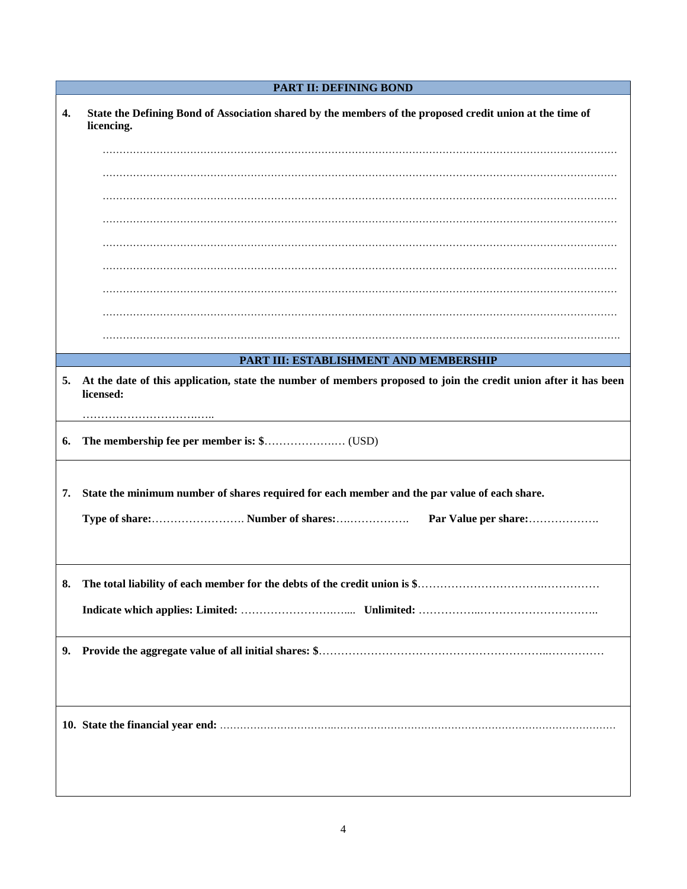## PART II: DEFINING BOND

**4. State the Defining Bond of Association shared by the members of the proposed credit union at the time of licencing.**

…………………………………………………………………………………………………………………………………………

…………………………………………………………………………………………………………………………………………

…………………………………………………………………………………………………………………………………………

…………………………………………………………………………………………………………………………………………

…………………………………………………………………………………………………………………………………………

…………………………………………………………………………………………………………………………………………

…………………………………………………………………………………………………………………………………………

…………………………………………………………………………………………………………………………………………

…………………………………………………………………………………………………………………………………………

## PART III: ESTABLISHMENT AND MEMBERSHIP

**5. At the date of this application, state the number of members proposed to join the credit union after it has been licensed:**

……………………………..…..

**6. The membership fee per member is: $**………………….… (USD)

**7. State the minimum number of shares required for each member and the par value of each share.**

**Type of share:**……………………. **Number of shares:**….…………….  **Par Value per share:**……………….

**8. The total liability of each member for the debts of the credit union is $**…………………………….……………

**Indicate which applies: Limited:** ……………………….….. **Unlimited:** ……………..…………………………..

**9. Provide the aggregate value of all initial shares: $**……………………………………………………..……………

**10. State the financial year end:** ……………………………..…………………………………………………………………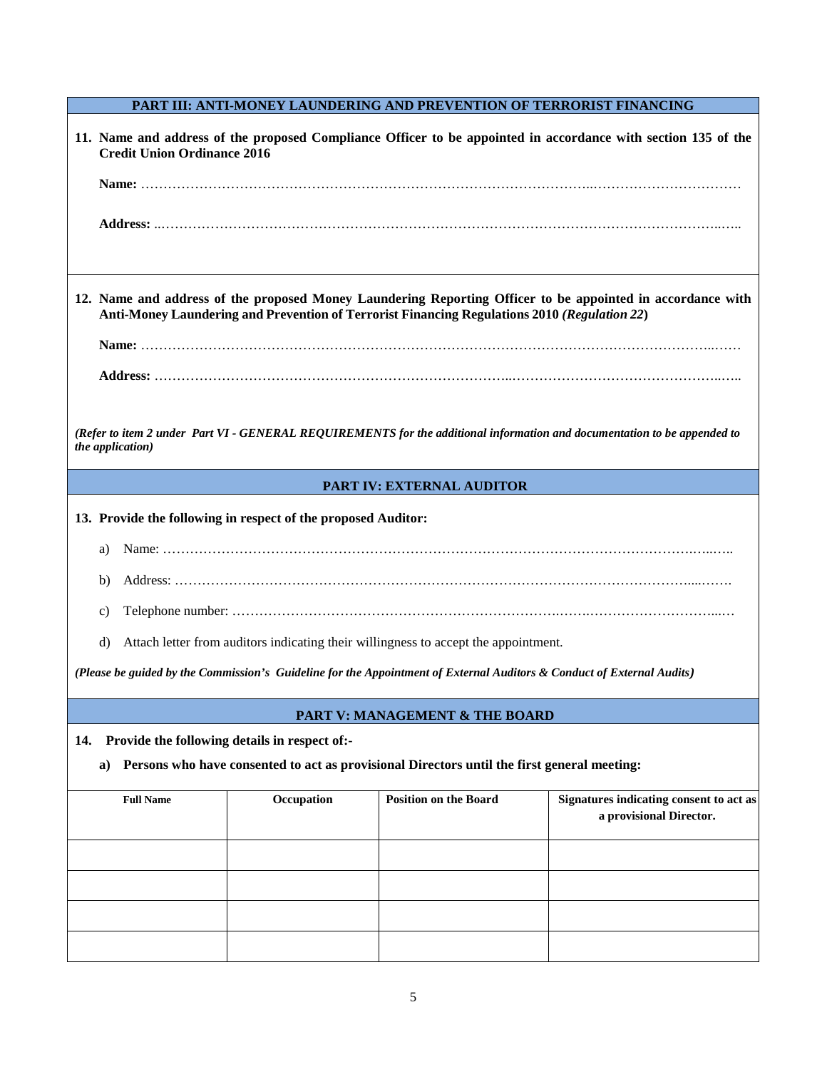## PART III: ANTI-MONEY LAUNDERING AND PREVENTION OF TERRORIST FINANCING

**11. Name and address of the proposed Compliance Officer to be appointed in accordance with section 135 of the Credit Union Ordinance 2016**

**Name:** …………………………………………………………………………………………..……………………………

**Address:** ..…………………………………………………………………………………………………………………..…..

**12. Name and address of the proposed Money Laundering Reporting Officer to be appointed in accordance with Anti-Money Laundering and Prevention of Terrorist Financing Regulations 2010 *(Regulation 22*)**

**Name:** ………………………………………………………………………………………………………………………..……

**Address:** ……………………………………………………………………..……………………………………………..…..

***(Refer to item 2 under Part VI - GENERAL REQUIREMENTS for the additional information and documentation to be appended to the application)***

## PART IV: EXTERNAL AUDITOR

**13. Provide the following in respect of the proposed Auditor:**

a) Name: ……………………………………………………………………………………………………………….…..…..

b) Address: ……………………………………………………………………………………………………….....…….

c) Telephone number: ………………………………………………………………….…….……………………….....…

d) Attach letter from auditors indicating their willingness to accept the appointment.

***(Please be guided by the Commission's Guideline for the Appointment of External Auditors & Conduct of External Audits)***

## PART V: MANAGEMENT & THE BOARD

**14. Provide the following details in respect of:-**

**a) Persons who have consented to act as provisional Directors until the first general meeting:**

| Full Name | Occupation | Position on the Board | Signatures indicating consent to act as a provisional Director. |
|---|---|---|---|
| | | | |
| | | | |
| | | | |
| | | | |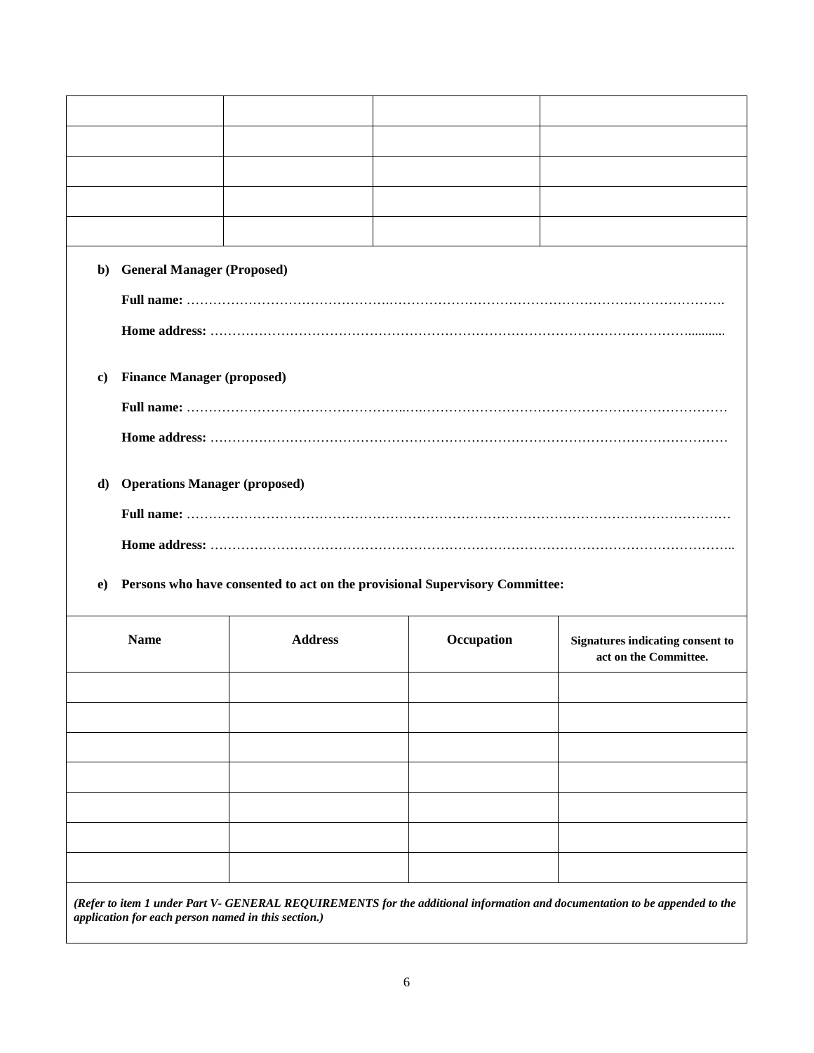| | | | |
|---|---|---|---|
| | | | |
| | | | |
| | | | |
| | | | |
| | | | |

**b) General Manager (Proposed)**

**Full name:** ……………………………………………………………………………………………………………….

**Home address:** ……………………………………………………………………………………………………….........

**c) Finance Manager (proposed)**

**Full name:** ……………………………………………………………………………………………………………………

**Home address:** …………………………………………………………………………………………………………

**d) Operations Manager (proposed)**

**Full name:** ………………………………………………………………………………………………………………

**Home address:** ………………………………………………………………………………………………………..

**e) Persons who have consented to act on the provisional Supervisory Committee:**

| **Name** | **Address** | **Occupation** | **Signatures indicating consent to act on the Committee.** |
|---|---|---|---|
| | | | |
| | | | |
| | | | |
| | | | |
| | | | |
| | | | |
| | | | |

***(Refer to item 1 under Part V- GENERAL REQUIREMENTS for the additional information and documentation to be appended to the application for each person named in this section.)***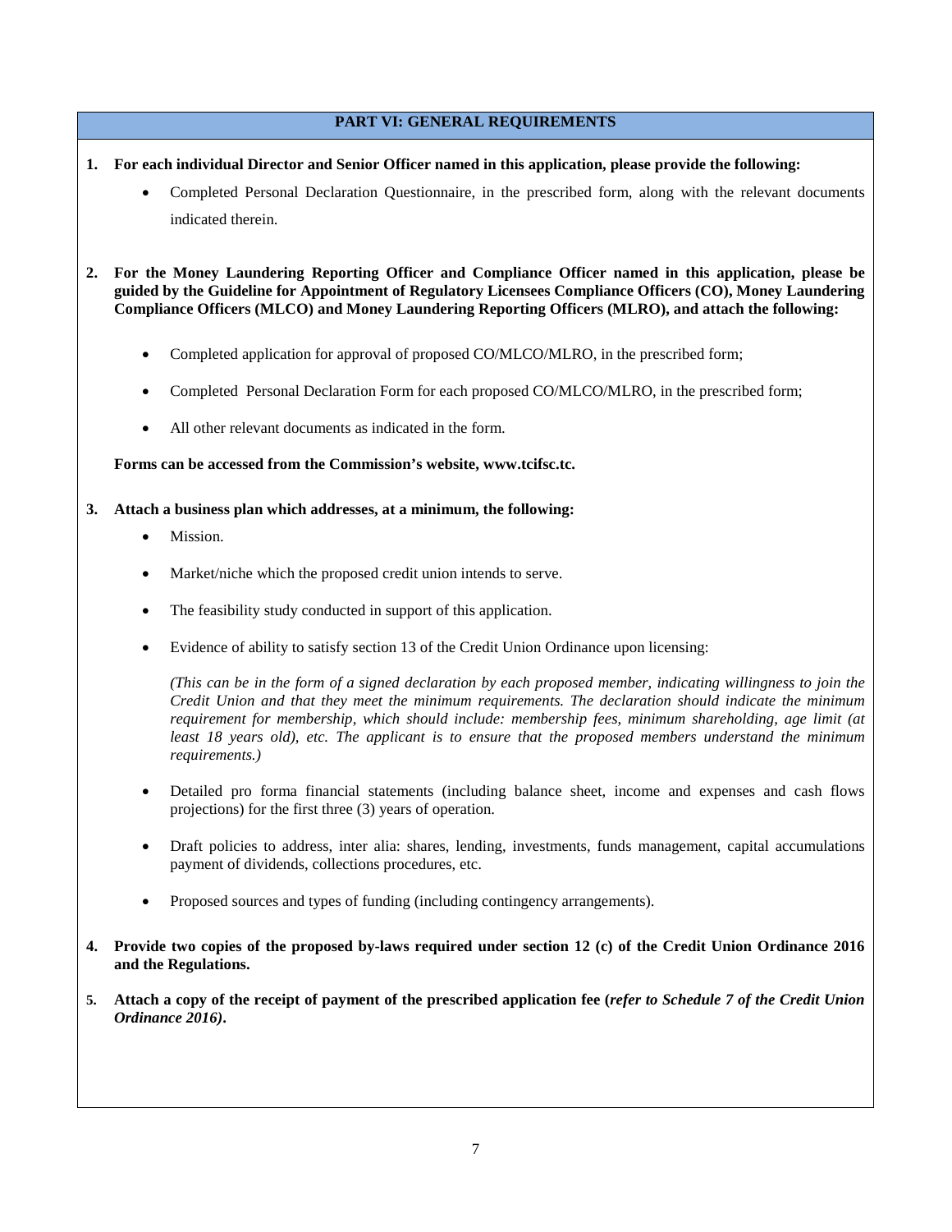## PART VI: GENERAL REQUIREMENTS

1. **For each individual Director and Senior Officer named in this application, please provide the following:**
   - Completed Personal Declaration Questionnaire, in the prescribed form, along with the relevant documents indicated therein.

2. **For the Money Laundering Reporting Officer and Compliance Officer named in this application, please be guided by the Guideline for Appointment of Regulatory Licensees Compliance Officers (CO), Money Laundering Compliance Officers (MLCO) and Money Laundering Reporting Officers (MLRO), and attach the following:**
   - Completed application for approval of proposed CO/MLCO/MLRO, in the prescribed form;
   - Completed Personal Declaration Form for each proposed CO/MLCO/MLRO, in the prescribed form;
   - All other relevant documents as indicated in the form.

   **Forms can be accessed from the Commission's website, www.tcifsc.tc.**

3. **Attach a business plan which addresses, at a minimum, the following:**
   - Mission.
   - Market/niche which the proposed credit union intends to serve.
   - The feasibility study conducted in support of this application.
   - Evidence of ability to satisfy section 13 of the Credit Union Ordinance upon licensing:

     *(This can be in the form of a signed declaration by each proposed member, indicating willingness to join the Credit Union and that they meet the minimum requirements. The declaration should indicate the minimum requirement for membership, which should include: membership fees, minimum shareholding, age limit (at least 18 years old), etc. The applicant is to ensure that the proposed members understand the minimum requirements.)*
   - Detailed pro forma financial statements (including balance sheet, income and expenses and cash flows projections) for the first three (3) years of operation.
   - Draft policies to address, inter alia: shares, lending, investments, funds management, capital accumulations payment of dividends, collections procedures, etc.
   - Proposed sources and types of funding (including contingency arrangements).

4. **Provide two copies of the proposed by-laws required under section 12 (c) of the Credit Union Ordinance 2016 and the Regulations.**

5. **Attach a copy of the receipt of payment of the prescribed application fee (*refer to Schedule 7 of the Credit Union Ordinance 2016)*.**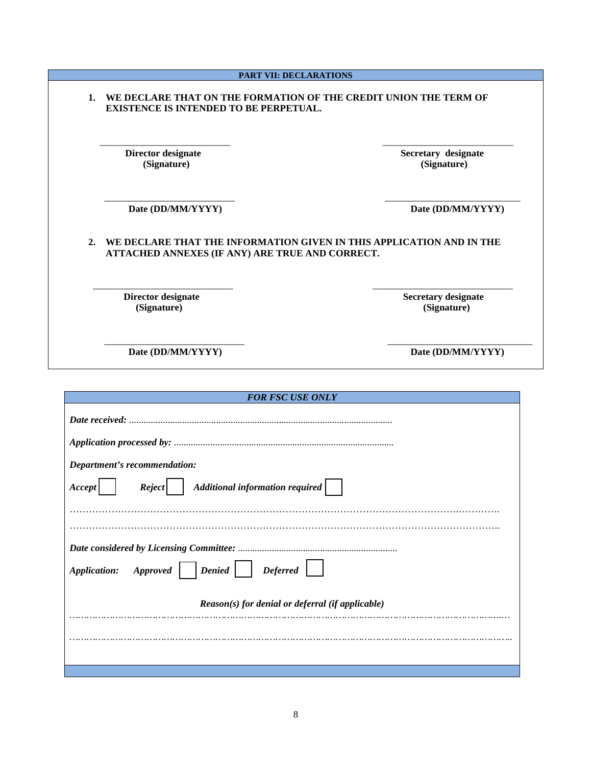**PART VII: DECLARATIONS**

1. **WE DECLARE THAT ON THE FORMATION OF THE CREDIT UNION THE TERM OF EXISTENCE IS INTENDED TO BE PERPETUAL.**

| | |
|---|---|
| ____________________________ | ____________________________ |
| **Director designate (Signature)** | **Secretary designate (Signature)** |
| ____________________________ | ____________________________ |
| **Date (DD/MM/YYYY)** | **Date (DD/MM/YYYY)** |

2. **WE DECLARE THAT THE INFORMATION GIVEN IN THIS APPLICATION AND IN THE ATTACHED ANNEXES (IF ANY) ARE TRUE AND CORRECT.**

| | |
|---|---|
| ____________________________ | ____________________________ |
| **Director designate (Signature)** | **Secretary designate (Signature)** |
| ____________________________ | ____________________________ |
| **Date (DD/MM/YYYY)** | **Date (DD/MM/YYYY)** |

***FOR FSC USE ONLY***

***Date received:*** ............................................................................................................

***Application processed by:*** ..........................................................................................

***Department's recommendation:***

***Accept*** ☐ ***Reject*** ☐ ***Additional information required*** ☐

………………………………………………………………………………………………………………….

………………………………………………………………………………………………………………….

***Date considered by Licensing Committee:*** ..................................................................

***Application:*** ***Approved*** ☐ ***Denied*** ☐ ***Deferred*** ☐

***Reason(s) for denial or deferral (if applicable)***

………………………………………………………………………………………………………………….

………………………………………………………………………………………………………………….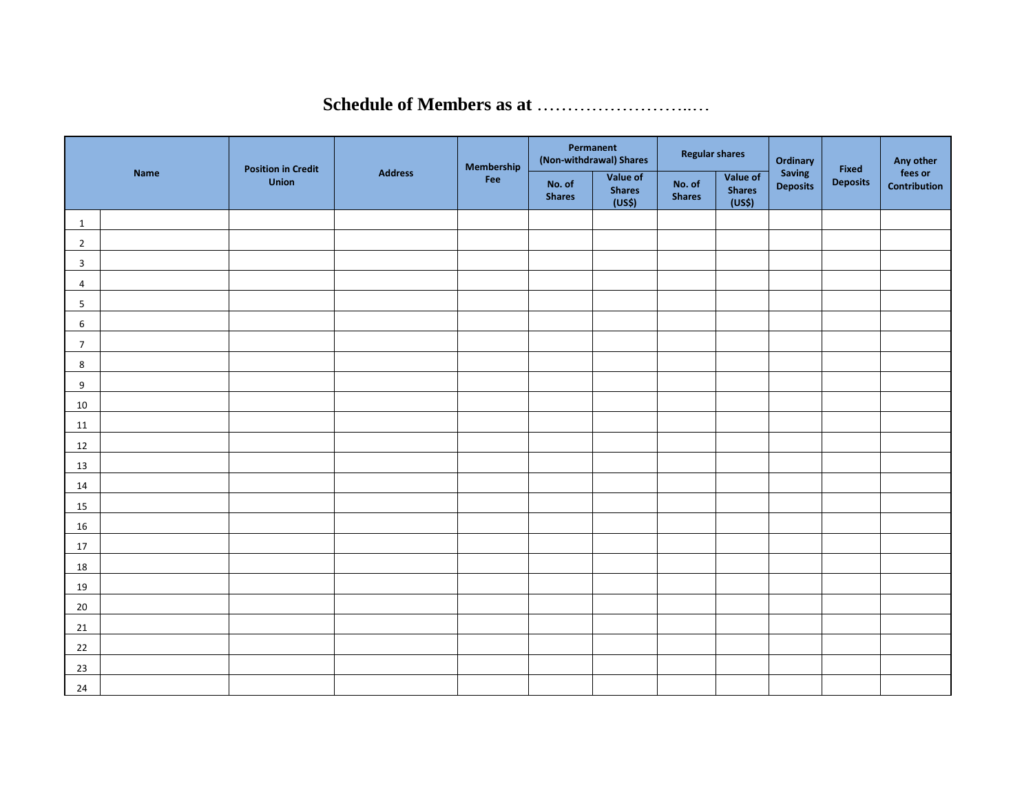# Schedule of Members as at ……………………..…

| Name | | Position in Credit Union | Address | Membership Fee | Permanent (Non-withdrawal) Shares | | Regular shares | | Ordinary Saving Deposits | Fixed Deposits | Any other fees or Contribution |
|---|---|---|---|---|---|---|---|---|---|---|---|
| | | | | | No. of Shares | Value of Shares (US$) | No. of Shares | Value of Shares (US$) | | | |
| 1 | | | | | | | | | | | |
| 2 | | | | | | | | | | | |
| 3 | | | | | | | | | | | |
| 4 | | | | | | | | | | | |
| 5 | | | | | | | | | | | |
| 6 | | | | | | | | | | | |
| 7 | | | | | | | | | | | |
| 8 | | | | | | | | | | | |
| 9 | | | | | | | | | | | |
| 10 | | | | | | | | | | | |
| 11 | | | | | | | | | | | |
| 12 | | | | | | | | | | | |
| 13 | | | | | | | | | | | |
| 14 | | | | | | | | | | | |
| 15 | | | | | | | | | | | |
| 16 | | | | | | | | | | | |
| 17 | | | | | | | | | | | |
| 18 | | | | | | | | | | | |
| 19 | | | | | | | | | | | |
| 20 | | | | | | | | | | | |
| 21 | | | | | | | | | | | |
| 22 | | | | | | | | | | | |
| 23 | | | | | | | | | | | |
| 24 | | | | | | | | | | | |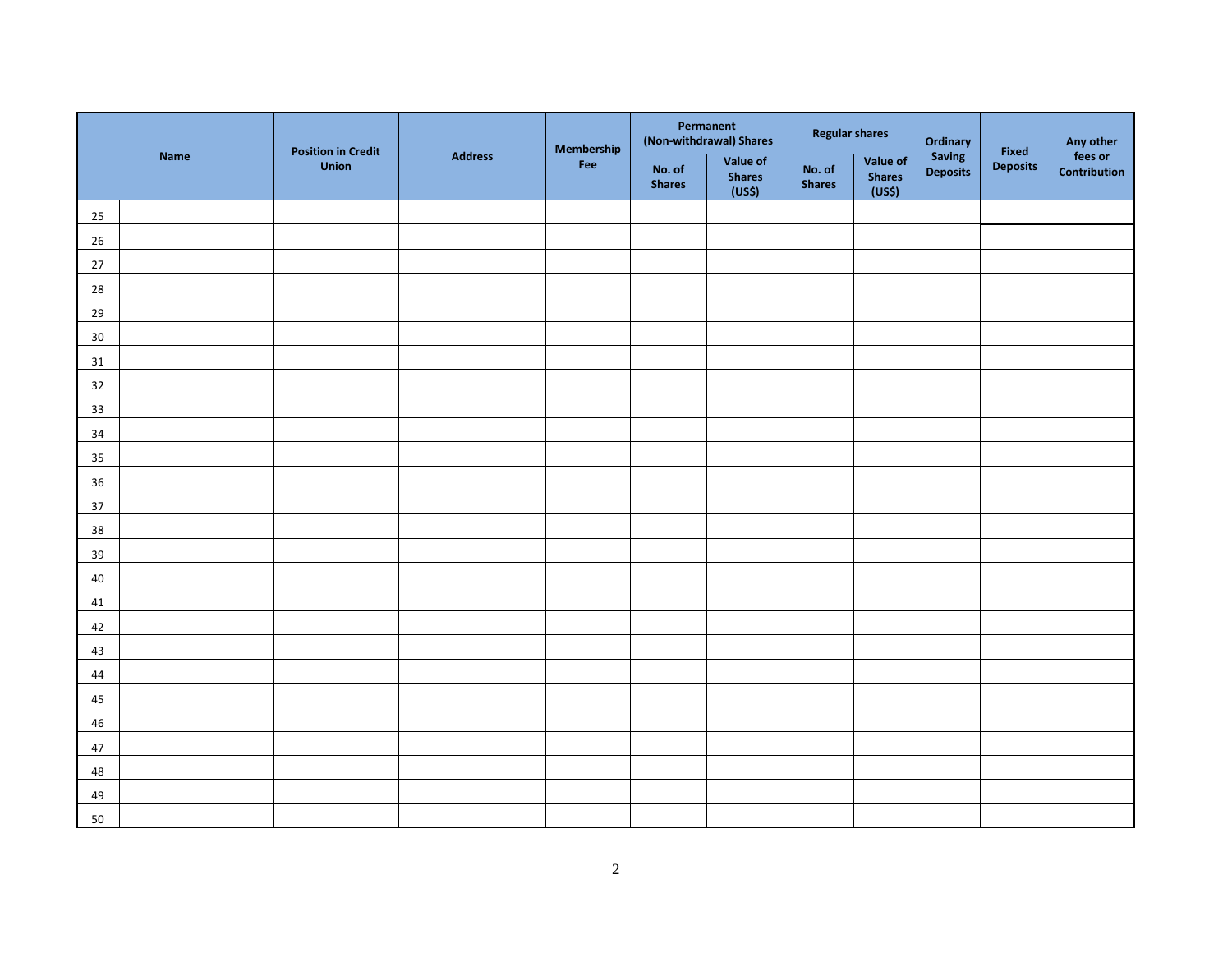| Name | | Position in Credit Union | Address | Membership Fee | Permanent (Non-withdrawal) Shares | | Regular shares | | Ordinary Saving Deposits | Fixed Deposits | Any other fees or Contribution |
|---|---|---|---|---|---|---|---|---|---|---|---|
| | | | | | No. of Shares | Value of Shares (US$) | No. of Shares | Value of Shares (US$) | | | |
| 25 | | | | | | | | | | | |
| 26 | | | | | | | | | | | |
| 27 | | | | | | | | | | | |
| 28 | | | | | | | | | | | |
| 29 | | | | | | | | | | | |
| 30 | | | | | | | | | | | |
| 31 | | | | | | | | | | | |
| 32 | | | | | | | | | | | |
| 33 | | | | | | | | | | | |
| 34 | | | | | | | | | | | |
| 35 | | | | | | | | | | | |
| 36 | | | | | | | | | | | |
| 37 | | | | | | | | | | | |
| 38 | | | | | | | | | | | |
| 39 | | | | | | | | | | | |
| 40 | | | | | | | | | | | |
| 41 | | | | | | | | | | | |
| 42 | | | | | | | | | | | |
| 43 | | | | | | | | | | | |
| 44 | | | | | | | | | | | |
| 45 | | | | | | | | | | | |
| 46 | | | | | | | | | | | |
| 47 | | | | | | | | | | | |
| 48 | | | | | | | | | | | |
| 49 | | | | | | | | | | | |
| 50 | | | | | | | | | | | |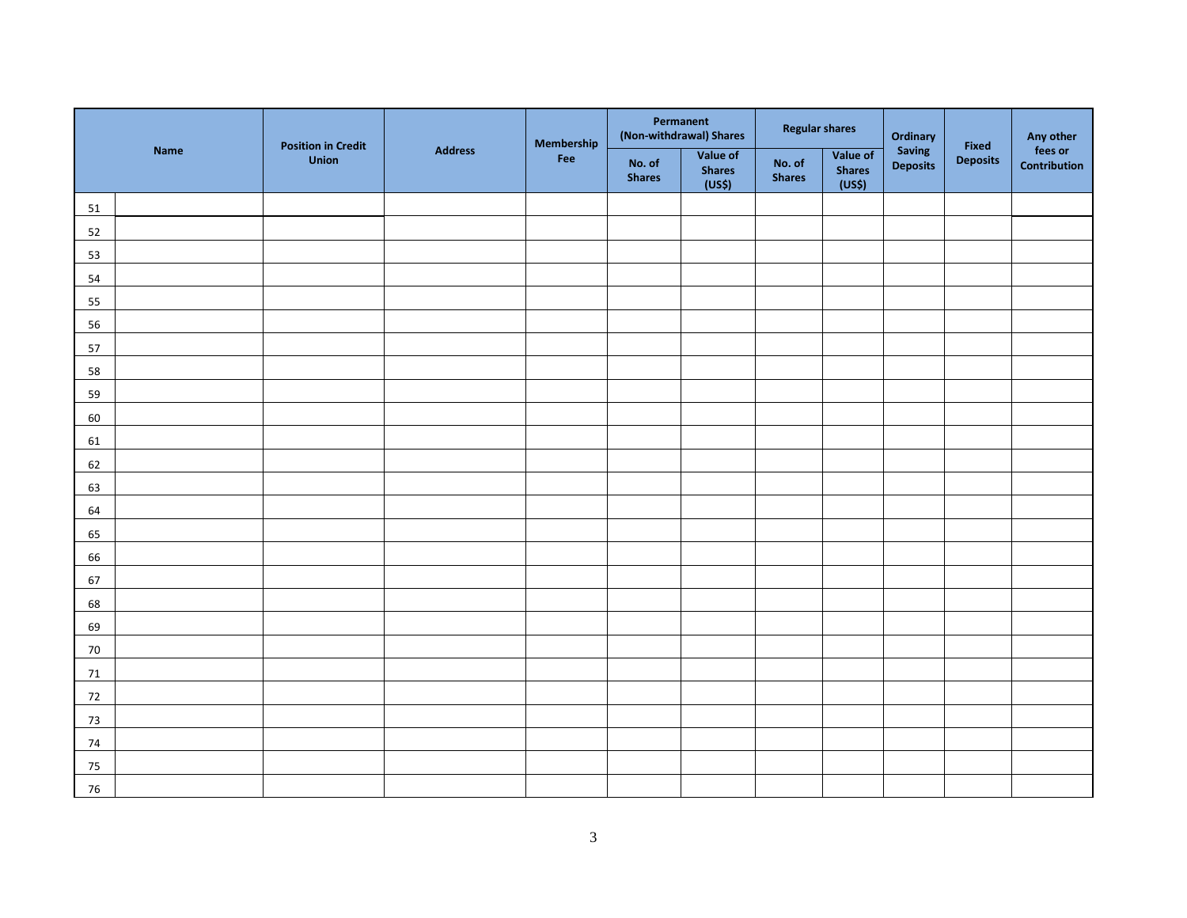| Name | | Position in Credit Union | Address | Membership Fee | Permanent (Non-withdrawal) Shares | | Regular shares | | Ordinary Saving Deposits | Fixed Deposits | Any other fees or Contribution |
|---|---|---|---|---|---|---|---|---|---|---|---|
| | | | | | No. of Shares | Value of Shares (US$) | No. of Shares | Value of Shares (US$) | | | |
| 51 | | | | | | | | | | | |
| 52 | | | | | | | | | | | |
| 53 | | | | | | | | | | | |
| 54 | | | | | | | | | | | |
| 55 | | | | | | | | | | | |
| 56 | | | | | | | | | | | |
| 57 | | | | | | | | | | | |
| 58 | | | | | | | | | | | |
| 59 | | | | | | | | | | | |
| 60 | | | | | | | | | | | |
| 61 | | | | | | | | | | | |
| 62 | | | | | | | | | | | |
| 63 | | | | | | | | | | | |
| 64 | | | | | | | | | | | |
| 65 | | | | | | | | | | | |
| 66 | | | | | | | | | | | |
| 67 | | | | | | | | | | | |
| 68 | | | | | | | | | | | |
| 69 | | | | | | | | | | | |
| 70 | | | | | | | | | | | |
| 71 | | | | | | | | | | | |
| 72 | | | | | | | | | | | |
| 73 | | | | | | | | | | | |
| 74 | | | | | | | | | | | |
| 75 | | | | | | | | | | | |
| 76 | | | | | | | | | | | |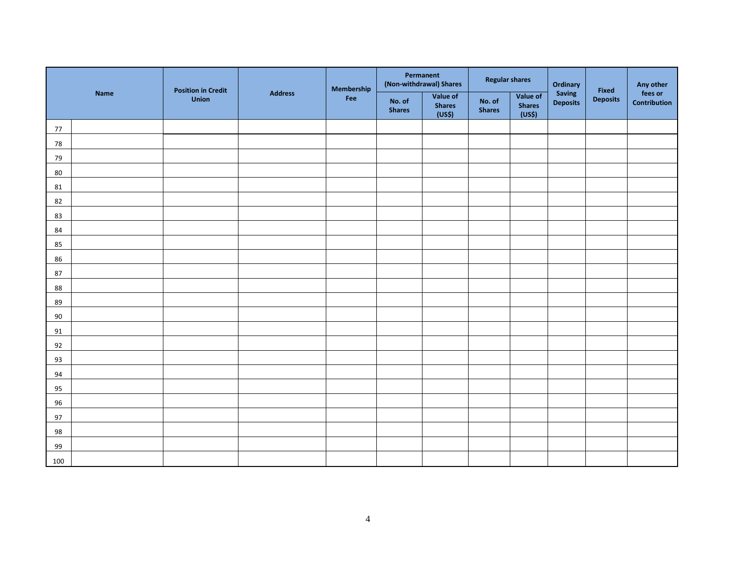| Name | | Position in Credit Union | Address | Membership Fee | Permanent (Non-withdrawal) Shares | | Regular shares | | Ordinary Saving Deposits | Fixed Deposits | Any other fees or Contribution |
|---|---|---|---|---|---|---|---|---|---|---|---|
| | | | | | No. of Shares | Value of Shares (US$) | No. of Shares | Value of Shares (US$) | | | |
| 77 | | | | | | | | | | | |
| 78 | | | | | | | | | | | |
| 79 | | | | | | | | | | | |
| 80 | | | | | | | | | | | |
| 81 | | | | | | | | | | | |
| 82 | | | | | | | | | | | |
| 83 | | | | | | | | | | | |
| 84 | | | | | | | | | | | |
| 85 | | | | | | | | | | | |
| 86 | | | | | | | | | | | |
| 87 | | | | | | | | | | | |
| 88 | | | | | | | | | | | |
| 89 | | | | | | | | | | | |
| 90 | | | | | | | | | | | |
| 91 | | | | | | | | | | | |
| 92 | | | | | | | | | | | |
| 93 | | | | | | | | | | | |
| 94 | | | | | | | | | | | |
| 95 | | | | | | | | | | | |
| 96 | | | | | | | | | | | |
| 97 | | | | | | | | | | | |
| 98 | | | | | | | | | | | |
| 99 | | | | | | | | | | | |
| 100 | | | | | | | | | | | |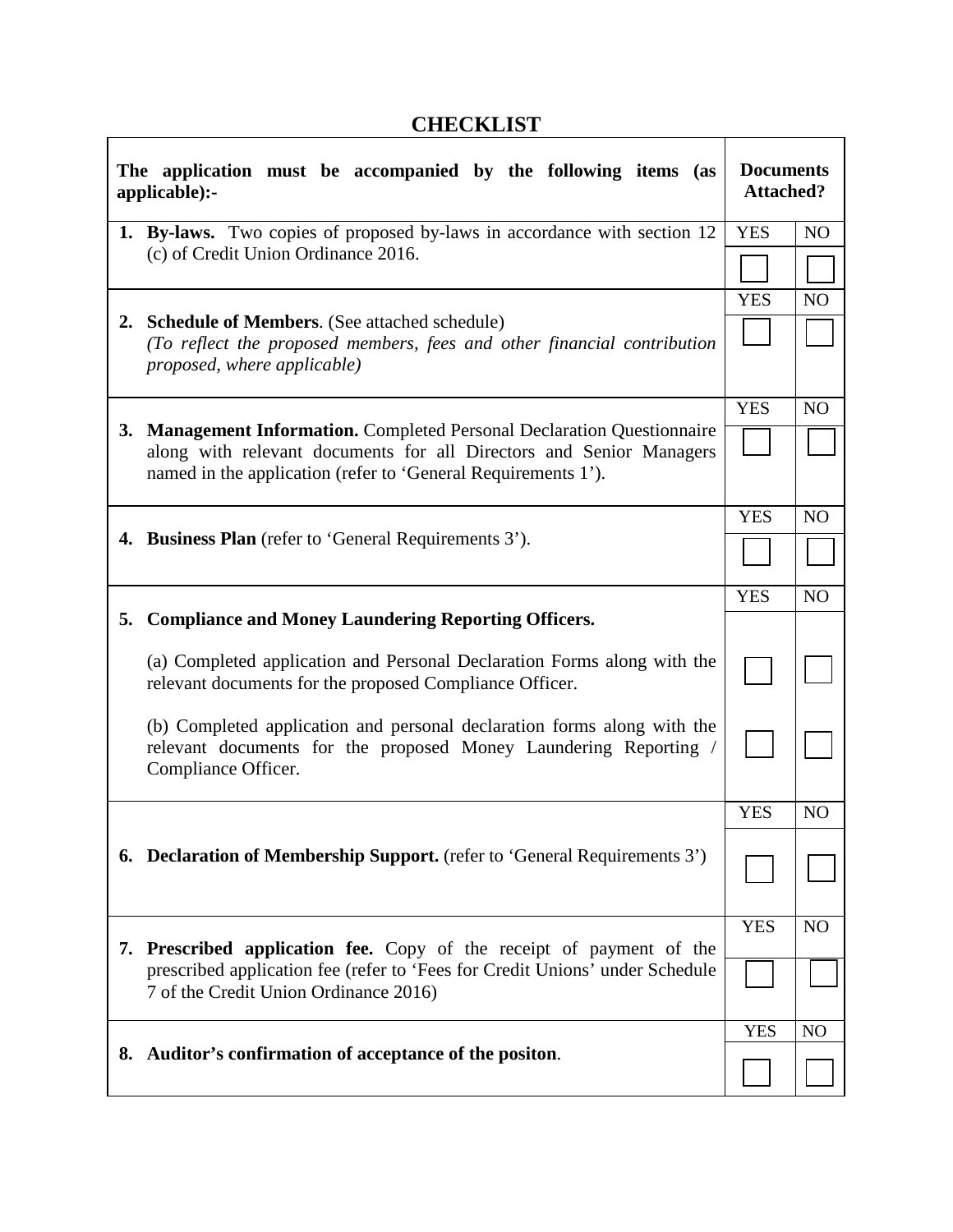# CHECKLIST

| The application must be accompanied by the following items (as applicable):- | Documents Attached? | |
|---|---|---|
| | YES | NO |
| **1. By-laws.** Two copies of proposed by-laws in accordance with section 12 (c) of Credit Union Ordinance 2016. | ☐ | ☐ |
| **2. Schedule of Members**. (See attached schedule) *(To reflect the proposed members, fees and other financial contribution proposed, where applicable)* | ☐ | ☐ |
| **3. Management Information.** Completed Personal Declaration Questionnaire along with relevant documents for all Directors and Senior Managers named in the application (refer to 'General Requirements 1'). | ☐ | ☐ |
| **4. Business Plan** (refer to 'General Requirements 3'). | ☐ | ☐ |
| **5. Compliance and Money Laundering Reporting Officers.** | | |
| (a) Completed application and Personal Declaration Forms along with the relevant documents for the proposed Compliance Officer. | ☐ | ☐ |
| (b) Completed application and personal declaration forms along with the relevant documents for the proposed Money Laundering Reporting / Compliance Officer. | ☐ | ☐ |
| **6. Declaration of Membership Support.** (refer to 'General Requirements 3') | ☐ | ☐ |
| **7. Prescribed application fee.** Copy of the receipt of payment of the prescribed application fee (refer to 'Fees for Credit Unions' under Schedule 7 of the Credit Union Ordinance 2016) | ☐ | ☐ |
| **8. Auditor's confirmation of acceptance of the positon**. | ☐ | ☐ |